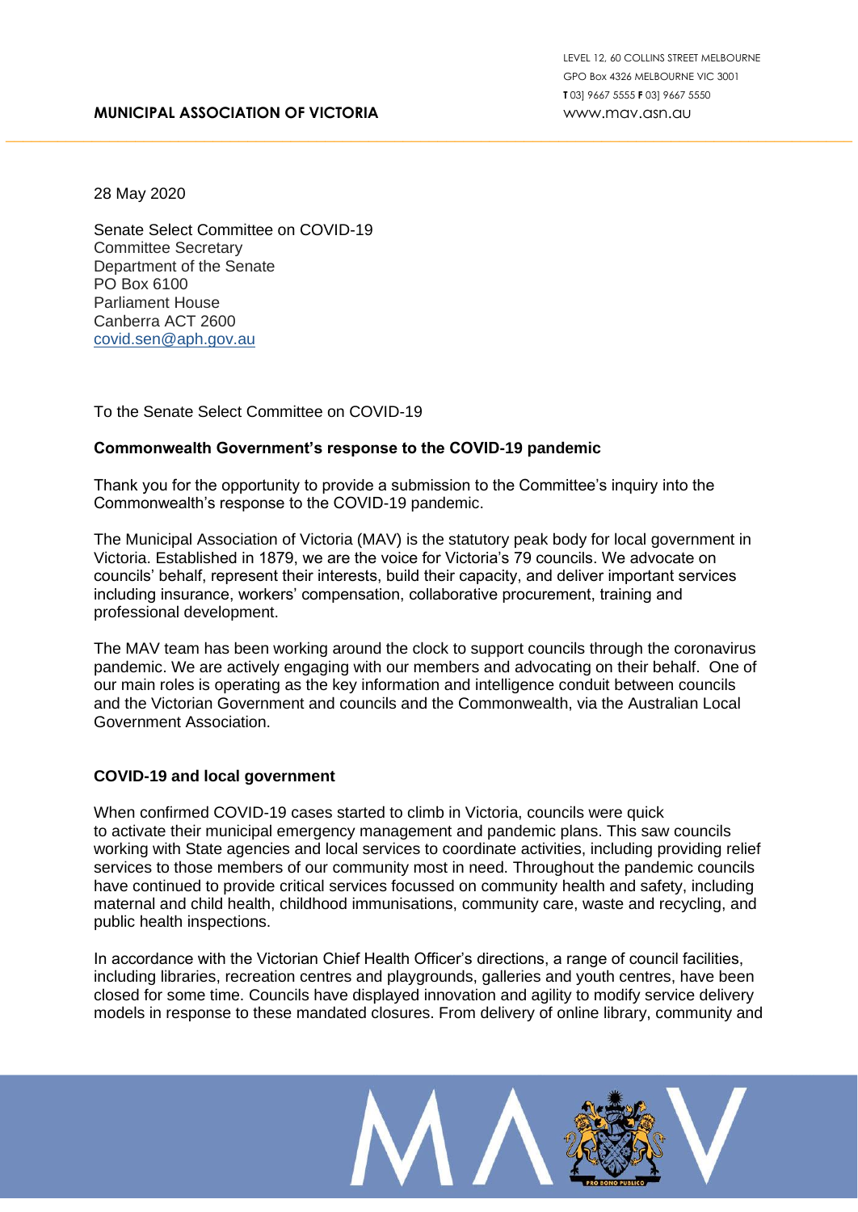**MUNICIPAL ASSOCIATION OF VICTORIA**

LEVEL 12, 60 COLLINS STREET MELBOURNE
GPO Box 4326 MELBOURNE VIC 3001
**T** 03] 9667 5555 **F** 03] 9667 5550
www.mav.asn.au

28 May 2020

Senate Select Committee on COVID-19
Committee Secretary
Department of the Senate
PO Box 6100
Parliament House
Canberra ACT 2600
covid.sen@aph.gov.au

To the Senate Select Committee on COVID-19

**Commonwealth Government's response to the COVID-19 pandemic**

Thank you for the opportunity to provide a submission to the Committee's inquiry into the Commonwealth's response to the COVID-19 pandemic.

The Municipal Association of Victoria (MAV) is the statutory peak body for local government in Victoria. Established in 1879, we are the voice for Victoria's 79 councils. We advocate on councils' behalf, represent their interests, build their capacity, and deliver important services including insurance, workers' compensation, collaborative procurement, training and professional development.

The MAV team has been working around the clock to support councils through the coronavirus pandemic. We are actively engaging with our members and advocating on their behalf. One of our main roles is operating as the key information and intelligence conduit between councils and the Victorian Government and councils and the Commonwealth, via the Australian Local Government Association.

**COVID-19 and local government**

When confirmed COVID-19 cases started to climb in Victoria, councils were quick to activate their municipal emergency management and pandemic plans. This saw councils working with State agencies and local services to coordinate activities, including providing relief services to those members of our community most in need. Throughout the pandemic councils have continued to provide critical services focussed on community health and safety, including maternal and child health, childhood immunisations, community care, waste and recycling, and public health inspections.

In accordance with the Victorian Chief Health Officer's directions, a range of council facilities, including libraries, recreation centres and playgrounds, galleries and youth centres, have been closed for some time. Councils have displayed innovation and agility to modify service delivery models in response to these mandated closures. From delivery of online library, community and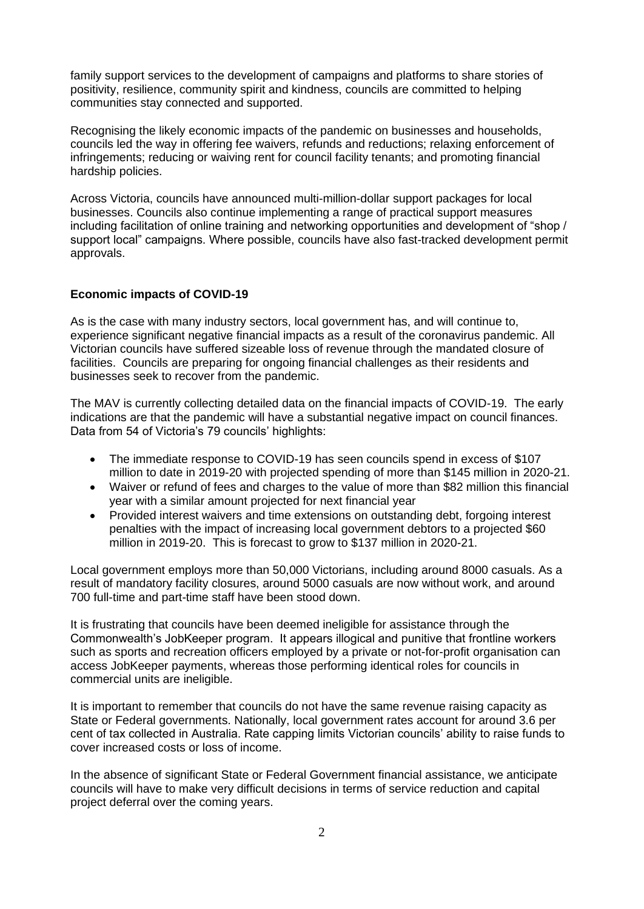family support services to the development of campaigns and platforms to share stories of positivity, resilience, community spirit and kindness, councils are committed to helping communities stay connected and supported.

Recognising the likely economic impacts of the pandemic on businesses and households, councils led the way in offering fee waivers, refunds and reductions; relaxing enforcement of infringements; reducing or waiving rent for council facility tenants; and promoting financial hardship policies.

Across Victoria, councils have announced multi-million-dollar support packages for local businesses. Councils also continue implementing a range of practical support measures including facilitation of online training and networking opportunities and development of "shop / support local" campaigns. Where possible, councils have also fast-tracked development permit approvals.

**Economic impacts of COVID-19**

As is the case with many industry sectors, local government has, and will continue to, experience significant negative financial impacts as a result of the coronavirus pandemic. All Victorian councils have suffered sizeable loss of revenue through the mandated closure of facilities. Councils are preparing for ongoing financial challenges as their residents and businesses seek to recover from the pandemic.

The MAV is currently collecting detailed data on the financial impacts of COVID-19. The early indications are that the pandemic will have a substantial negative impact on council finances. Data from 54 of Victoria's 79 councils' highlights:

- The immediate response to COVID-19 has seen councils spend in excess of $107 million to date in 2019-20 with projected spending of more than $145 million in 2020-21.
- Waiver or refund of fees and charges to the value of more than $82 million this financial year with a similar amount projected for next financial year
- Provided interest waivers and time extensions on outstanding debt, forgoing interest penalties with the impact of increasing local government debtors to a projected $60 million in 2019-20. This is forecast to grow to $137 million in 2020-21.

Local government employs more than 50,000 Victorians, including around 8000 casuals. As a result of mandatory facility closures, around 5000 casuals are now without work, and around 700 full-time and part-time staff have been stood down.

It is frustrating that councils have been deemed ineligible for assistance through the Commonwealth's JobKeeper program. It appears illogical and punitive that frontline workers such as sports and recreation officers employed by a private or not-for-profit organisation can access JobKeeper payments, whereas those performing identical roles for councils in commercial units are ineligible.

It is important to remember that councils do not have the same revenue raising capacity as State or Federal governments. Nationally, local government rates account for around 3.6 per cent of tax collected in Australia. Rate capping limits Victorian councils' ability to raise funds to cover increased costs or loss of income.

In the absence of significant State or Federal Government financial assistance, we anticipate councils will have to make very difficult decisions in terms of service reduction and capital project deferral over the coming years.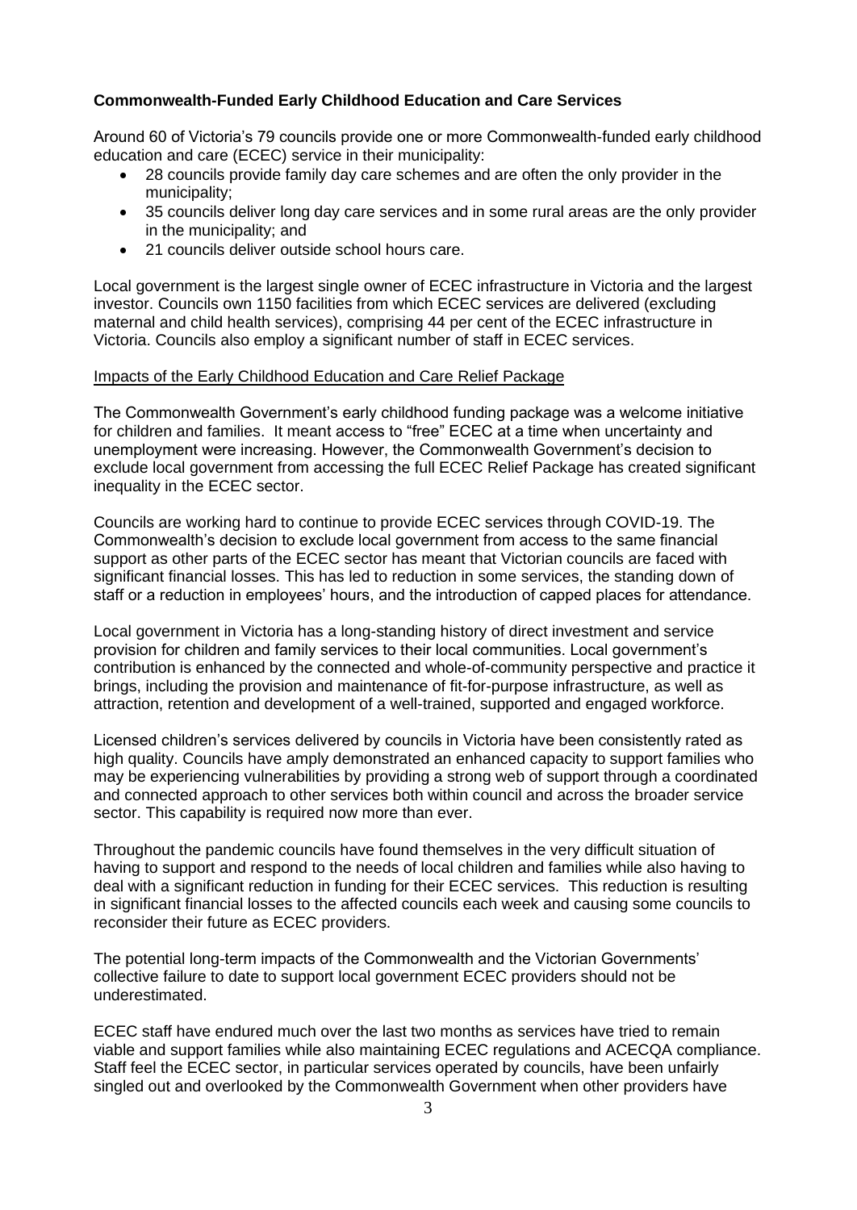**Commonwealth-Funded Early Childhood Education and Care Services**

Around 60 of Victoria's 79 councils provide one or more Commonwealth-funded early childhood education and care (ECEC) service in their municipality:

- 28 councils provide family day care schemes and are often the only provider in the municipality;
- 35 councils deliver long day care services and in some rural areas are the only provider in the municipality; and
- 21 councils deliver outside school hours care.

Local government is the largest single owner of ECEC infrastructure in Victoria and the largest investor. Councils own 1150 facilities from which ECEC services are delivered (excluding maternal and child health services), comprising 44 per cent of the ECEC infrastructure in Victoria. Councils also employ a significant number of staff in ECEC services.

Impacts of the Early Childhood Education and Care Relief Package

The Commonwealth Government's early childhood funding package was a welcome initiative for children and families. It meant access to "free" ECEC at a time when uncertainty and unemployment were increasing. However, the Commonwealth Government's decision to exclude local government from accessing the full ECEC Relief Package has created significant inequality in the ECEC sector.

Councils are working hard to continue to provide ECEC services through COVID-19. The Commonwealth's decision to exclude local government from access to the same financial support as other parts of the ECEC sector has meant that Victorian councils are faced with significant financial losses. This has led to reduction in some services, the standing down of staff or a reduction in employees' hours, and the introduction of capped places for attendance.

Local government in Victoria has a long-standing history of direct investment and service provision for children and family services to their local communities. Local government's contribution is enhanced by the connected and whole-of-community perspective and practice it brings, including the provision and maintenance of fit-for-purpose infrastructure, as well as attraction, retention and development of a well-trained, supported and engaged workforce.

Licensed children's services delivered by councils in Victoria have been consistently rated as high quality. Councils have amply demonstrated an enhanced capacity to support families who may be experiencing vulnerabilities by providing a strong web of support through a coordinated and connected approach to other services both within council and across the broader service sector. This capability is required now more than ever.

Throughout the pandemic councils have found themselves in the very difficult situation of having to support and respond to the needs of local children and families while also having to deal with a significant reduction in funding for their ECEC services. This reduction is resulting in significant financial losses to the affected councils each week and causing some councils to reconsider their future as ECEC providers.

The potential long-term impacts of the Commonwealth and the Victorian Governments' collective failure to date to support local government ECEC providers should not be underestimated.

ECEC staff have endured much over the last two months as services have tried to remain viable and support families while also maintaining ECEC regulations and ACECQA compliance. Staff feel the ECEC sector, in particular services operated by councils, have been unfairly singled out and overlooked by the Commonwealth Government when other providers have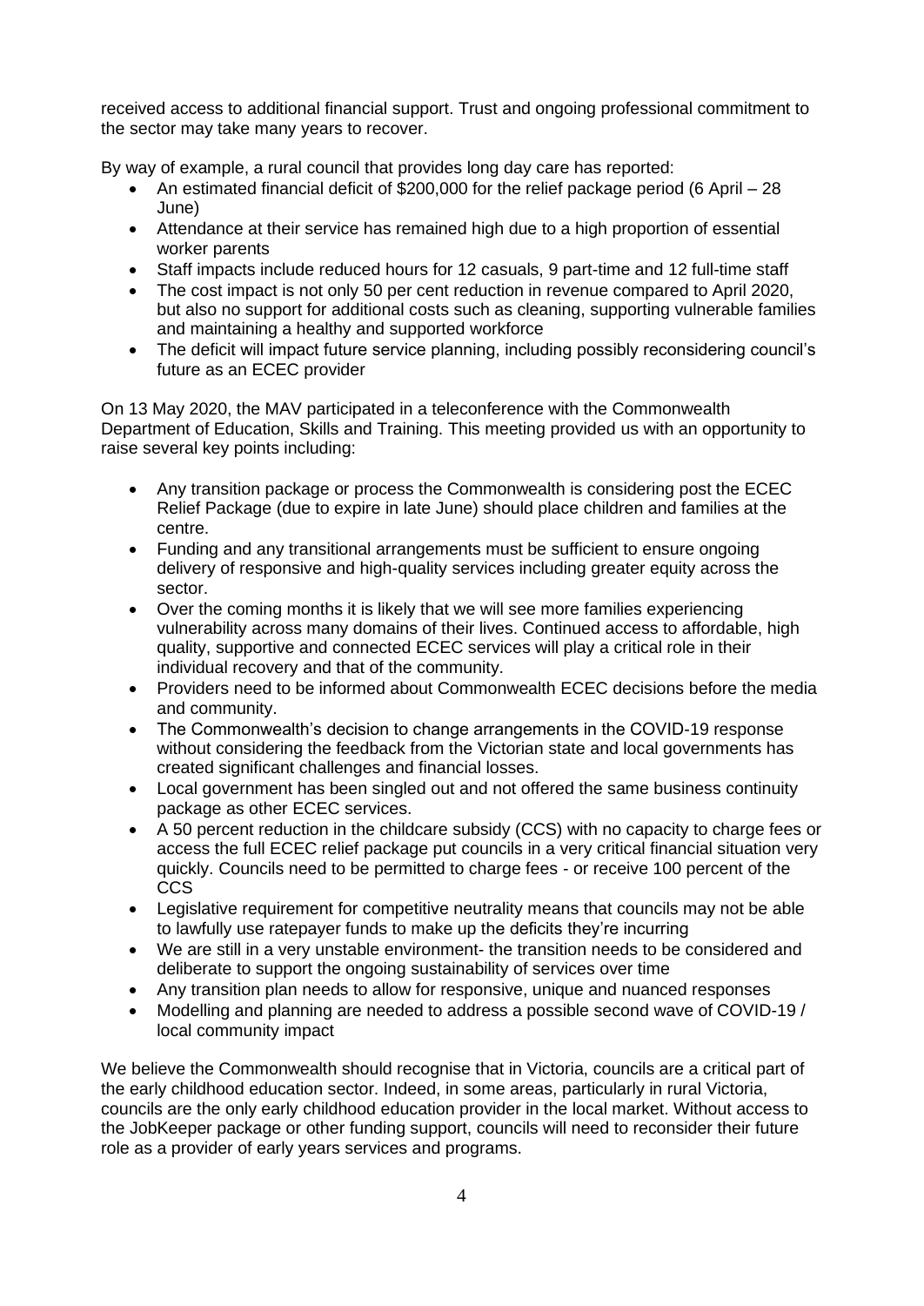received access to additional financial support. Trust and ongoing professional commitment to the sector may take many years to recover.

By way of example, a rural council that provides long day care has reported:

- An estimated financial deficit of $200,000 for the relief package period (6 April – 28 June)
- Attendance at their service has remained high due to a high proportion of essential worker parents
- Staff impacts include reduced hours for 12 casuals, 9 part-time and 12 full-time staff
- The cost impact is not only 50 per cent reduction in revenue compared to April 2020, but also no support for additional costs such as cleaning, supporting vulnerable families and maintaining a healthy and supported workforce
- The deficit will impact future service planning, including possibly reconsidering council's future as an ECEC provider

On 13 May 2020, the MAV participated in a teleconference with the Commonwealth Department of Education, Skills and Training. This meeting provided us with an opportunity to raise several key points including:

- Any transition package or process the Commonwealth is considering post the ECEC Relief Package (due to expire in late June) should place children and families at the centre.
- Funding and any transitional arrangements must be sufficient to ensure ongoing delivery of responsive and high-quality services including greater equity across the sector.
- Over the coming months it is likely that we will see more families experiencing vulnerability across many domains of their lives. Continued access to affordable, high quality, supportive and connected ECEC services will play a critical role in their individual recovery and that of the community.
- Providers need to be informed about Commonwealth ECEC decisions before the media and community.
- The Commonwealth's decision to change arrangements in the COVID-19 response without considering the feedback from the Victorian state and local governments has created significant challenges and financial losses.
- Local government has been singled out and not offered the same business continuity package as other ECEC services.
- A 50 percent reduction in the childcare subsidy (CCS) with no capacity to charge fees or access the full ECEC relief package put councils in a very critical financial situation very quickly. Councils need to be permitted to charge fees - or receive 100 percent of the CCS
- Legislative requirement for competitive neutrality means that councils may not be able to lawfully use ratepayer funds to make up the deficits they're incurring
- We are still in a very unstable environment- the transition needs to be considered and deliberate to support the ongoing sustainability of services over time
- Any transition plan needs to allow for responsive, unique and nuanced responses
- Modelling and planning are needed to address a possible second wave of COVID-19 / local community impact

We believe the Commonwealth should recognise that in Victoria, councils are a critical part of the early childhood education sector. Indeed, in some areas, particularly in rural Victoria, councils are the only early childhood education provider in the local market. Without access to the JobKeeper package or other funding support, councils will need to reconsider their future role as a provider of early years services and programs.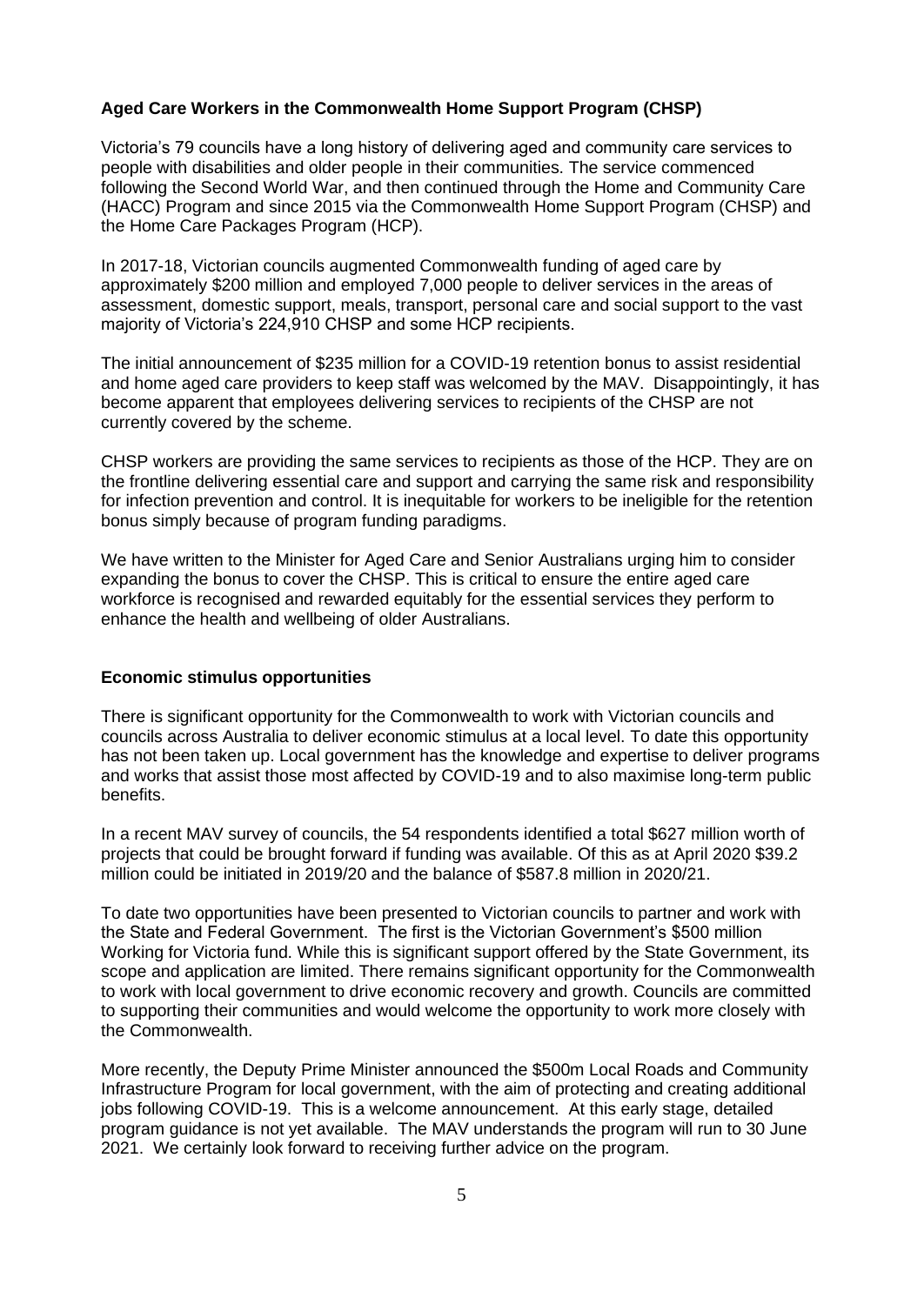**Aged Care Workers in the Commonwealth Home Support Program (CHSP)**

Victoria's 79 councils have a long history of delivering aged and community care services to people with disabilities and older people in their communities. The service commenced following the Second World War, and then continued through the Home and Community Care (HACC) Program and since 2015 via the Commonwealth Home Support Program (CHSP) and the Home Care Packages Program (HCP).

In 2017-18, Victorian councils augmented Commonwealth funding of aged care by approximately $200 million and employed 7,000 people to deliver services in the areas of assessment, domestic support, meals, transport, personal care and social support to the vast majority of Victoria's 224,910 CHSP and some HCP recipients.

The initial announcement of $235 million for a COVID-19 retention bonus to assist residential and home aged care providers to keep staff was welcomed by the MAV. Disappointingly, it has become apparent that employees delivering services to recipients of the CHSP are not currently covered by the scheme.

CHSP workers are providing the same services to recipients as those of the HCP. They are on the frontline delivering essential care and support and carrying the same risk and responsibility for infection prevention and control. It is inequitable for workers to be ineligible for the retention bonus simply because of program funding paradigms.

We have written to the Minister for Aged Care and Senior Australians urging him to consider expanding the bonus to cover the CHSP. This is critical to ensure the entire aged care workforce is recognised and rewarded equitably for the essential services they perform to enhance the health and wellbeing of older Australians.

**Economic stimulus opportunities**

There is significant opportunity for the Commonwealth to work with Victorian councils and councils across Australia to deliver economic stimulus at a local level. To date this opportunity has not been taken up. Local government has the knowledge and expertise to deliver programs and works that assist those most affected by COVID-19 and to also maximise long-term public benefits.

In a recent MAV survey of councils, the 54 respondents identified a total $627 million worth of projects that could be brought forward if funding was available. Of this as at April 2020 $39.2 million could be initiated in 2019/20 and the balance of $587.8 million in 2020/21.

To date two opportunities have been presented to Victorian councils to partner and work with the State and Federal Government. The first is the Victorian Government's $500 million Working for Victoria fund. While this is significant support offered by the State Government, its scope and application are limited. There remains significant opportunity for the Commonwealth to work with local government to drive economic recovery and growth. Councils are committed to supporting their communities and would welcome the opportunity to work more closely with the Commonwealth.

More recently, the Deputy Prime Minister announced the $500m Local Roads and Community Infrastructure Program for local government, with the aim of protecting and creating additional jobs following COVID-19. This is a welcome announcement. At this early stage, detailed program guidance is not yet available. The MAV understands the program will run to 30 June 2021. We certainly look forward to receiving further advice on the program.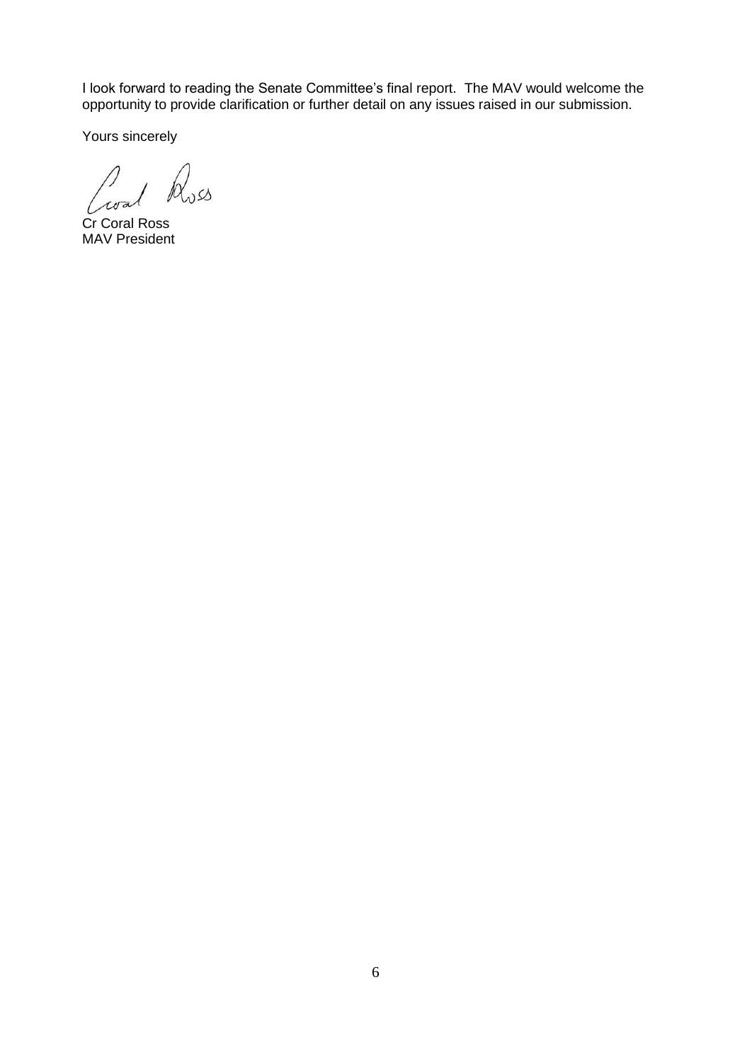I look forward to reading the Senate Committee's final report. The MAV would welcome the opportunity to provide clarification or further detail on any issues raised in our submission.

Yours sincerely

Cr Coral Ross
MAV President